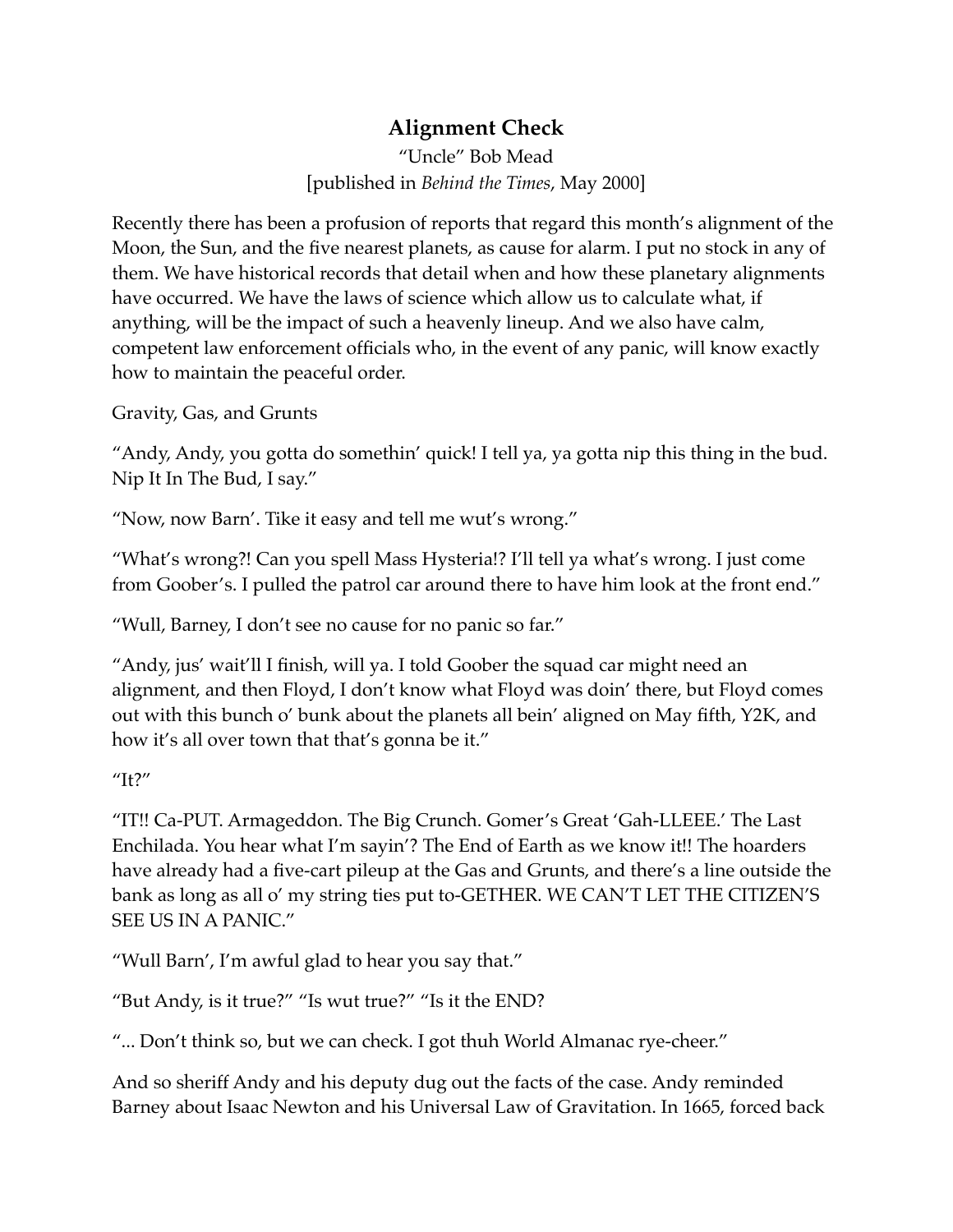# Alignment Check

"Uncle" Bob Mead
[published in *Behind the Times*, May 2000]

Recently there has been a profusion of reports that regard this month's alignment of the Moon, the Sun, and the five nearest planets, as cause for alarm. I put no stock in any of them. We have historical records that detail when and how these planetary alignments have occurred. We have the laws of science which allow us to calculate what, if anything, will be the impact of such a heavenly lineup. And we also have calm, competent law enforcement officials who, in the event of any panic, will know exactly how to maintain the peaceful order.

Gravity, Gas, and Grunts

"Andy, Andy, you gotta do somethin' quick! I tell ya, ya gotta nip this thing in the bud. Nip It In The Bud, I say."

"Now, now Barn'. Tike it easy and tell me wut's wrong."

"What's wrong?! Can you spell Mass Hysteria!? I'll tell ya what's wrong. I just come from Goober's. I pulled the patrol car around there to have him look at the front end."

"Wull, Barney, I don't see no cause for no panic so far."

"Andy, jus' wait'll I finish, will ya. I told Goober the squad car might need an alignment, and then Floyd, I don't know what Floyd was doin' there, but Floyd comes out with this bunch o' bunk about the planets all bein' aligned on May fifth, Y2K, and how it's all over town that that's gonna be it."

"It?"

"IT!! Ca-PUT. Armageddon. The Big Crunch. Gomer's Great 'Gah-LLEEE.' The Last Enchilada. You hear what I'm sayin'? The End of Earth as we know it!! The hoarders have already had a five-cart pileup at the Gas and Grunts, and there's a line outside the bank as long as all o' my string ties put to-GETHER. WE CAN'T LET THE CITIZEN'S SEE US IN A PANIC."

"Wull Barn', I'm awful glad to hear you say that."

"But Andy, is it true?" "Is wut true?" "Is it the END?

"... Don't think so, but we can check. I got thuh World Almanac rye-cheer."

And so sheriff Andy and his deputy dug out the facts of the case. Andy reminded Barney about Isaac Newton and his Universal Law of Gravitation. In 1665, forced back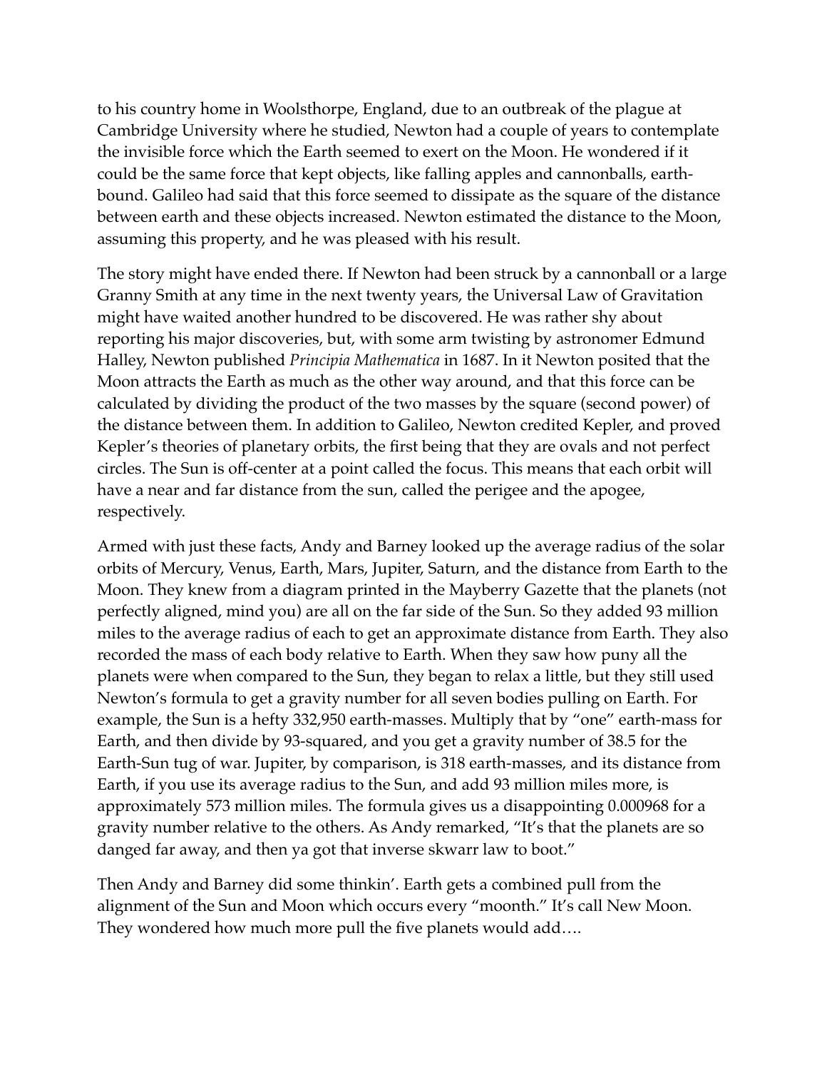to his country home in Woolsthorpe, England, due to an outbreak of the plague at Cambridge University where he studied, Newton had a couple of years to contemplate the invisible force which the Earth seemed to exert on the Moon. He wondered if it could be the same force that kept objects, like falling apples and cannonballs, earth-bound. Galileo had said that this force seemed to dissipate as the square of the distance between earth and these objects increased. Newton estimated the distance to the Moon, assuming this property, and he was pleased with his result.

The story might have ended there. If Newton had been struck by a cannonball or a large Granny Smith at any time in the next twenty years, the Universal Law of Gravitation might have waited another hundred to be discovered. He was rather shy about reporting his major discoveries, but, with some arm twisting by astronomer Edmund Halley, Newton published *Principia Mathematica* in 1687. In it Newton posited that the Moon attracts the Earth as much as the other way around, and that this force can be calculated by dividing the product of the two masses by the square (second power) of the distance between them. In addition to Galileo, Newton credited Kepler, and proved Kepler's theories of planetary orbits, the first being that they are ovals and not perfect circles. The Sun is off-center at a point called the focus. This means that each orbit will have a near and far distance from the sun, called the perigee and the apogee, respectively.

Armed with just these facts, Andy and Barney looked up the average radius of the solar orbits of Mercury, Venus, Earth, Mars, Jupiter, Saturn, and the distance from Earth to the Moon. They knew from a diagram printed in the Mayberry Gazette that the planets (not perfectly aligned, mind you) are all on the far side of the Sun. So they added 93 million miles to the average radius of each to get an approximate distance from Earth. They also recorded the mass of each body relative to Earth. When they saw how puny all the planets were when compared to the Sun, they began to relax a little, but they still used Newton's formula to get a gravity number for all seven bodies pulling on Earth. For example, the Sun is a hefty 332,950 earth-masses. Multiply that by "one" earth-mass for Earth, and then divide by 93-squared, and you get a gravity number of 38.5 for the Earth-Sun tug of war. Jupiter, by comparison, is 318 earth-masses, and its distance from Earth, if you use its average radius to the Sun, and add 93 million miles more, is approximately 573 million miles. The formula gives us a disappointing 0.000968 for a gravity number relative to the others. As Andy remarked, "It's that the planets are so danged far away, and then ya got that inverse skwarr law to boot."

Then Andy and Barney did some thinkin'. Earth gets a combined pull from the alignment of the Sun and Moon which occurs every "moonth." It's call New Moon. They wondered how much more pull the five planets would add….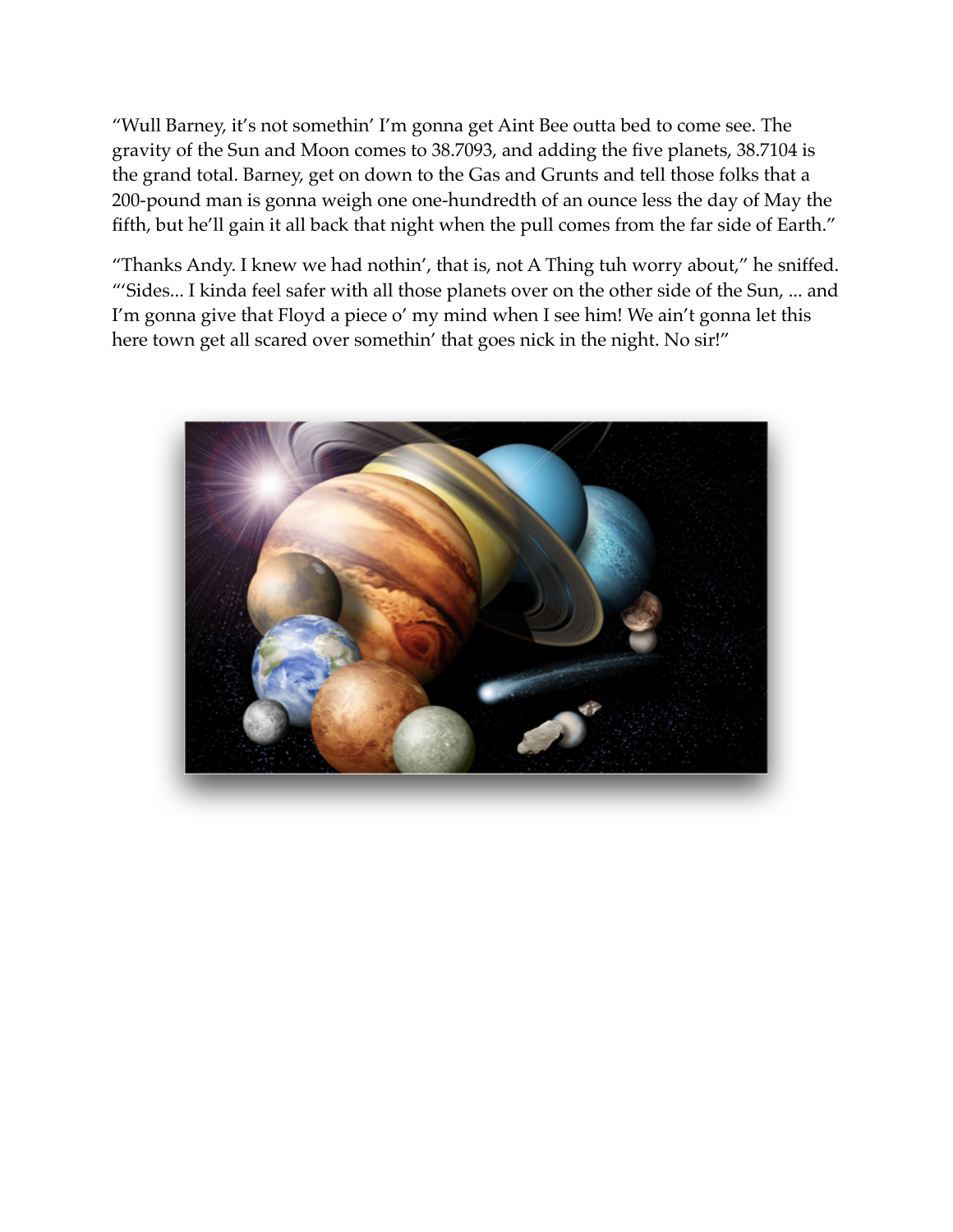"Wull Barney, it's not somethin' I'm gonna get Aint Bee outta bed to come see. The gravity of the Sun and Moon comes to 38.7093, and adding the five planets, 38.7104 is the grand total. Barney, get on down to the Gas and Grunts and tell those folks that a 200-pound man is gonna weigh one one-hundredth of an ounce less the day of May the fifth, but he'll gain it all back that night when the pull comes from the far side of Earth."

"Thanks Andy. I knew we had nothin', that is, not A Thing tuh worry about," he sniffed. "'Sides... I kinda feel safer with all those planets over on the other side of the Sun, ... and I'm gonna give that Floyd a piece o' my mind when I see him! We ain't gonna let this here town get all scared over somethin' that goes nick in the night. No sir!"